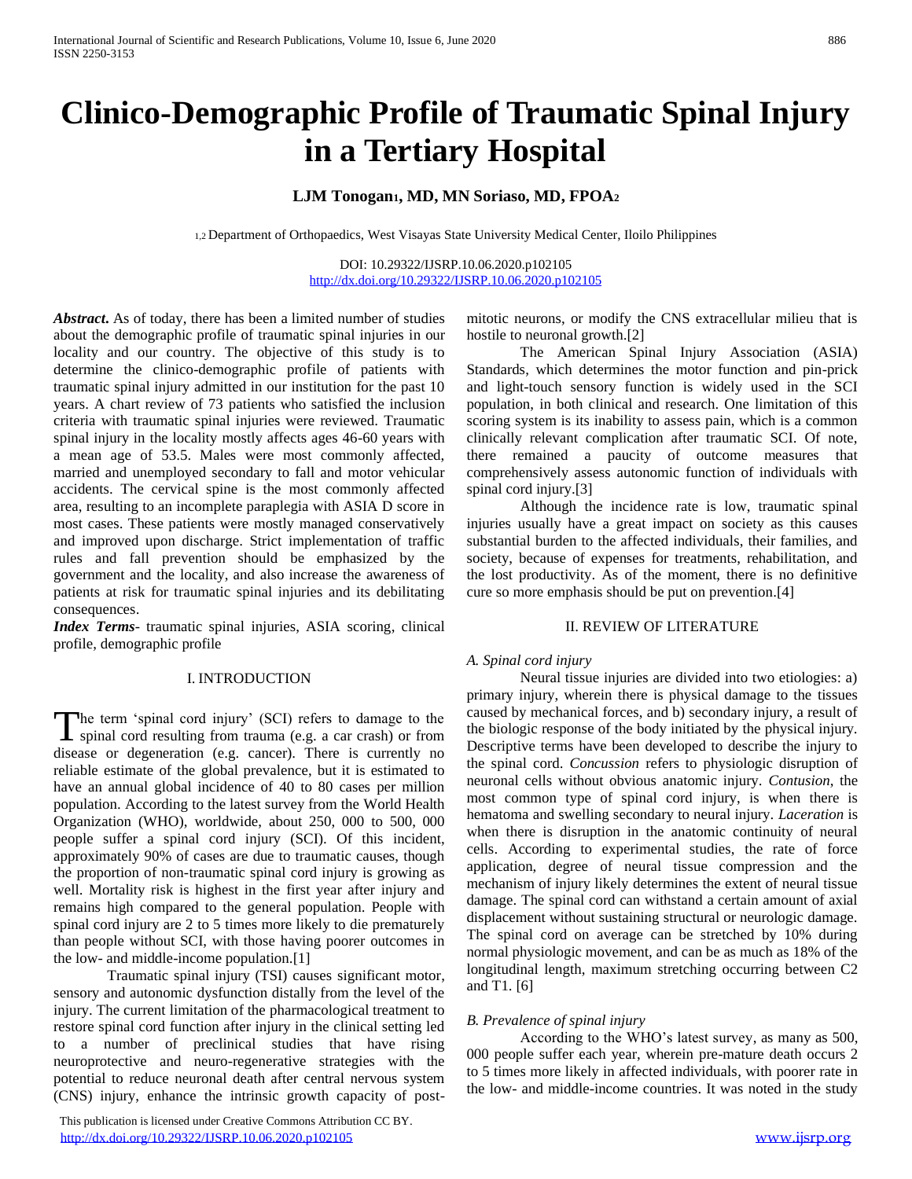# Clinico-Demographic Profile of Traumatic Spinal Injury in a Tertiary Hospital

**LJM Tonogan[1], MD, MN Soriaso, MD, FPOA[2]**

[1,2] Department of Orthopaedics, West Visayas State University Medical Center, Iloilo Philippines

DOI: 10.29322/IJSRP.10.06.2020.p102105
http://dx.doi.org/10.29322/IJSRP.10.06.2020.p102105

***Abstract*.** As of today, there has been a limited number of studies about the demographic profile of traumatic spinal injuries in our locality and our country. The objective of this study is to determine the clinico-demographic profile of patients with traumatic spinal injury admitted in our institution for the past 10 years. A chart review of 73 patients who satisfied the inclusion criteria with traumatic spinal injuries were reviewed. Traumatic spinal injury in the locality mostly affects ages 46-60 years with a mean age of 53.5. Males were most commonly affected, married and unemployed secondary to fall and motor vehicular accidents. The cervical spine is the most commonly affected area, resulting to an incomplete paraplegia with ASIA D score in most cases. These patients were mostly managed conservatively and improved upon discharge. Strict implementation of traffic rules and fall prevention should be emphasized by the government and the locality, and also increase the awareness of patients at risk for traumatic spinal injuries and its debilitating consequences.

***Index Terms***- traumatic spinal injuries, ASIA scoring, clinical profile, demographic profile

## I. INTRODUCTION

The term 'spinal cord injury' (SCI) refers to damage to the spinal cord resulting from trauma (e.g. a car crash) or from disease or degeneration (e.g. cancer). There is currently no reliable estimate of the global prevalence, but it is estimated to have an annual global incidence of 40 to 80 cases per million population. According to the latest survey from the World Health Organization (WHO), worldwide, about 250, 000 to 500, 000 people suffer a spinal cord injury (SCI). Of this incident, approximately 90% of cases are due to traumatic causes, though the proportion of non-traumatic spinal cord injury is growing as well. Mortality risk is highest in the first year after injury and remains high compared to the general population. People with spinal cord injury are 2 to 5 times more likely to die prematurely than people without SCI, with those having poorer outcomes in the low- and middle-income population.[1]

Traumatic spinal injury (TSI) causes significant motor, sensory and autonomic dysfunction distally from the level of the injury. The current limitation of the pharmacological treatment to restore spinal cord function after injury in the clinical setting led to a number of preclinical studies that have rising neuroprotective and neuro-regenerative strategies with the potential to reduce neuronal death after central nervous system (CNS) injury, enhance the intrinsic growth capacity of post-mitotic neurons, or modify the CNS extracellular milieu that is hostile to neuronal growth.[2]

The American Spinal Injury Association (ASIA) Standards, which determines the motor function and pin-prick and light-touch sensory function is widely used in the SCI population, in both clinical and research. One limitation of this scoring system is its inability to assess pain, which is a common clinically relevant complication after traumatic SCI. Of note, there remained a paucity of outcome measures that comprehensively assess autonomic function of individuals with spinal cord injury.[3]

Although the incidence rate is low, traumatic spinal injuries usually have a great impact on society as this causes substantial burden to the affected individuals, their families, and society, because of expenses for treatments, rehabilitation, and the lost productivity. As of the moment, there is no definitive cure so more emphasis should be put on prevention.[4]

## II. REVIEW OF LITERATURE

### *A. Spinal cord injury*

Neural tissue injuries are divided into two etiologies: a) primary injury, wherein there is physical damage to the tissues caused by mechanical forces, and b) secondary injury, a result of the biologic response of the body initiated by the physical injury. Descriptive terms have been developed to describe the injury to the spinal cord. *Concussion* refers to physiologic disruption of neuronal cells without obvious anatomic injury. *Contusion*, the most common type of spinal cord injury, is when there is hematoma and swelling secondary to neural injury. *Laceration* is when there is disruption in the anatomic continuity of neural cells. According to experimental studies, the rate of force application, degree of neural tissue compression and the mechanism of injury likely determines the extent of neural tissue damage. The spinal cord can withstand a certain amount of axial displacement without sustaining structural or neurologic damage. The spinal cord on average can be stretched by 10% during normal physiologic movement, and can be as much as 18% of the longitudinal length, maximum stretching occurring between C2 and T1. [6]

### *B. Prevalence of spinal injury*

According to the WHO's latest survey, as many as 500, 000 people suffer each year, wherein pre-mature death occurs 2 to 5 times more likely in affected individuals, with poorer rate in the low- and middle-income countries. It was noted in the study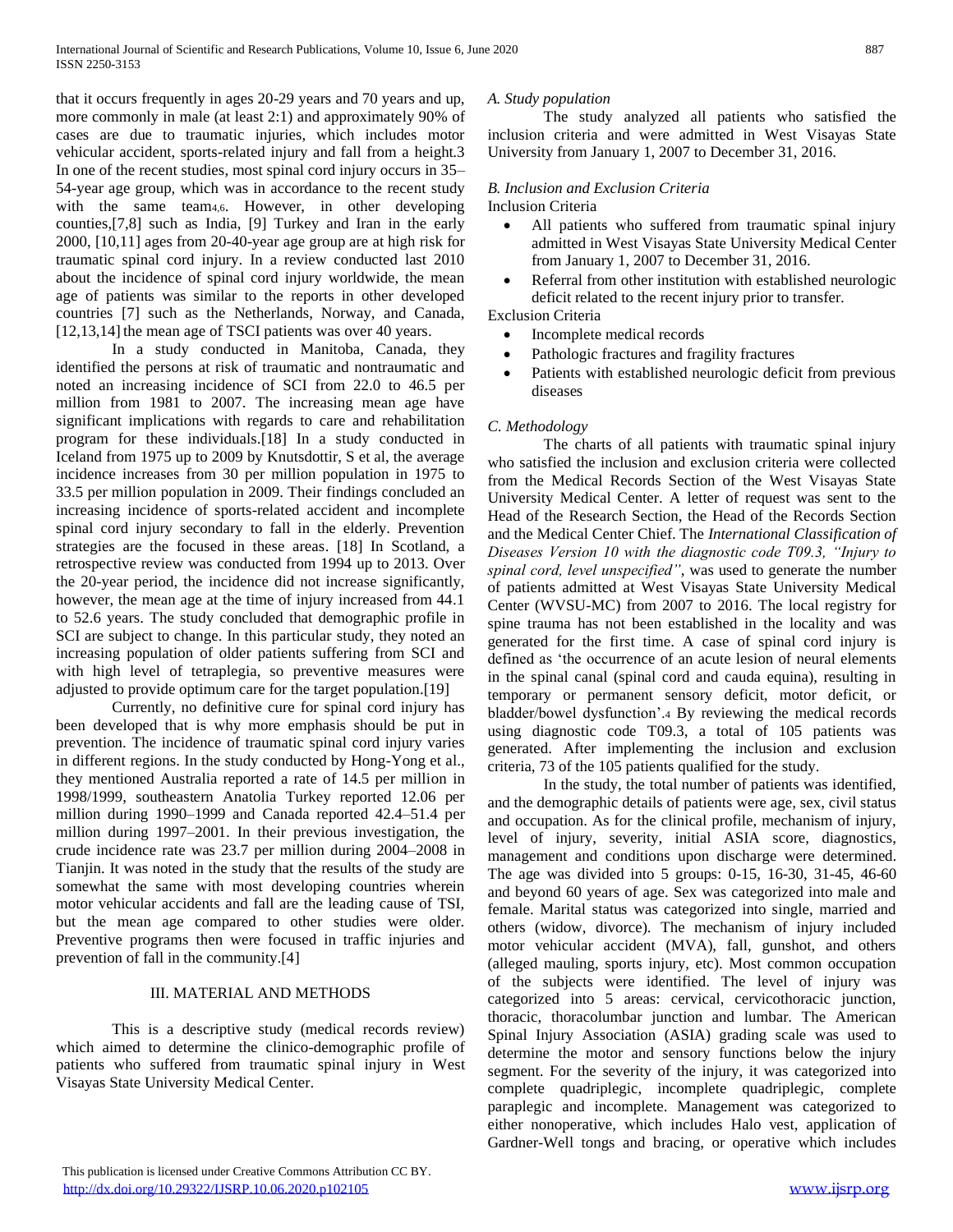that it occurs frequently in ages 20-29 years and 70 years and up, more commonly in male (at least 2:1) and approximately 90% of cases are due to traumatic injuries, which includes motor vehicular accident, sports-related injury and fall from a height.3 In one of the recent studies, most spinal cord injury occurs in 35–54-year age group, which was in accordance to the recent study with the same team[4,6]. However, in other developing counties,[7,8] such as India, [9] Turkey and Iran in the early 2000, [10,11] ages from 20-40-year age group are at high risk for traumatic spinal cord injury. In a review conducted last 2010 about the incidence of spinal cord injury worldwide, the mean age of patients was similar to the reports in other developed countries [7] such as the Netherlands, Norway, and Canada, [12,13,14] the mean age of TSCI patients was over 40 years.

In a study conducted in Manitoba, Canada, they identified the persons at risk of traumatic and nontraumatic and noted an increasing incidence of SCI from 22.0 to 46.5 per million from 1981 to 2007. The increasing mean age have significant implications with regards to care and rehabilitation program for these individuals.[18] In a study conducted in Iceland from 1975 up to 2009 by Knutsdottir, S et al, the average incidence increases from 30 per million population in 1975 to 33.5 per million population in 2009. Their findings concluded an increasing incidence of sports-related accident and incomplete spinal cord injury secondary to fall in the elderly. Prevention strategies are the focused in these areas. [18] In Scotland, a retrospective review was conducted from 1994 up to 2013. Over the 20-year period, the incidence did not increase significantly, however, the mean age at the time of injury increased from 44.1 to 52.6 years. The study concluded that demographic profile in SCI are subject to change. In this particular study, they noted an increasing population of older patients suffering from SCI and with high level of tetraplegia, so preventive measures were adjusted to provide optimum care for the target population.[19]

Currently, no definitive cure for spinal cord injury has been developed that is why more emphasis should be put in prevention. The incidence of traumatic spinal cord injury varies in different regions. In the study conducted by Hong-Yong et al., they mentioned Australia reported a rate of 14.5 per million in 1998/1999, southeastern Anatolia Turkey reported 12.06 per million during 1990–1999 and Canada reported 42.4–51.4 per million during 1997–2001. In their previous investigation, the crude incidence rate was 23.7 per million during 2004–2008 in Tianjin. It was noted in the study that the results of the study are somewhat the same with most developing countries wherein motor vehicular accidents and fall are the leading cause of TSI, but the mean age compared to other studies were older. Preventive programs then were focused in traffic injuries and prevention of fall in the community.[4]

## III. MATERIAL AND METHODS

This is a descriptive study (medical records review) which aimed to determine the clinico-demographic profile of patients who suffered from traumatic spinal injury in West Visayas State University Medical Center.

### *A. Study population*

The study analyzed all patients who satisfied the inclusion criteria and were admitted in West Visayas State University from January 1, 2007 to December 31, 2016.

### *B. Inclusion and Exclusion Criteria*

Inclusion Criteria

- All patients who suffered from traumatic spinal injury admitted in West Visayas State University Medical Center from January 1, 2007 to December 31, 2016.
- Referral from other institution with established neurologic deficit related to the recent injury prior to transfer.

Exclusion Criteria

- Incomplete medical records
- Pathologic fractures and fragility fractures
- Patients with established neurologic deficit from previous diseases

### *C. Methodology*

The charts of all patients with traumatic spinal injury who satisfied the inclusion and exclusion criteria were collected from the Medical Records Section of the West Visayas State University Medical Center. A letter of request was sent to the Head of the Research Section, the Head of the Records Section and the Medical Center Chief. The *International Classification of Diseases Version 10 with the diagnostic code T09.3, "Injury to spinal cord, level unspecified"*, was used to generate the number of patients admitted at West Visayas State University Medical Center (WVSU-MC) from 2007 to 2016. The local registry for spine trauma has not been established in the locality and was generated for the first time. A case of spinal cord injury is defined as 'the occurrence of an acute lesion of neural elements in the spinal canal (spinal cord and cauda equina), resulting in temporary or permanent sensory deficit, motor deficit, or bladder/bowel dysfunction'.[4] By reviewing the medical records using diagnostic code T09.3, a total of 105 patients was generated. After implementing the inclusion and exclusion criteria, 73 of the 105 patients qualified for the study.

In the study, the total number of patients was identified, and the demographic details of patients were age, sex, civil status and occupation. As for the clinical profile, mechanism of injury, level of injury, severity, initial ASIA score, diagnostics, management and conditions upon discharge were determined. The age was divided into 5 groups: 0-15, 16-30, 31-45, 46-60 and beyond 60 years of age. Sex was categorized into male and female. Marital status was categorized into single, married and others (widow, divorce). The mechanism of injury included motor vehicular accident (MVA), fall, gunshot, and others (alleged mauling, sports injury, etc). Most common occupation of the subjects were identified. The level of injury was categorized into 5 areas: cervical, cervicothoracic junction, thoracic, thoracolumbar junction and lumbar. The American Spinal Injury Association (ASIA) grading scale was used to determine the motor and sensory functions below the injury segment. For the severity of the injury, it was categorized into complete quadriplegic, incomplete quadriplegic, complete paraplegic and incomplete. Management was categorized to either nonoperative, which includes Halo vest, application of Gardner-Well tongs and bracing, or operative which includes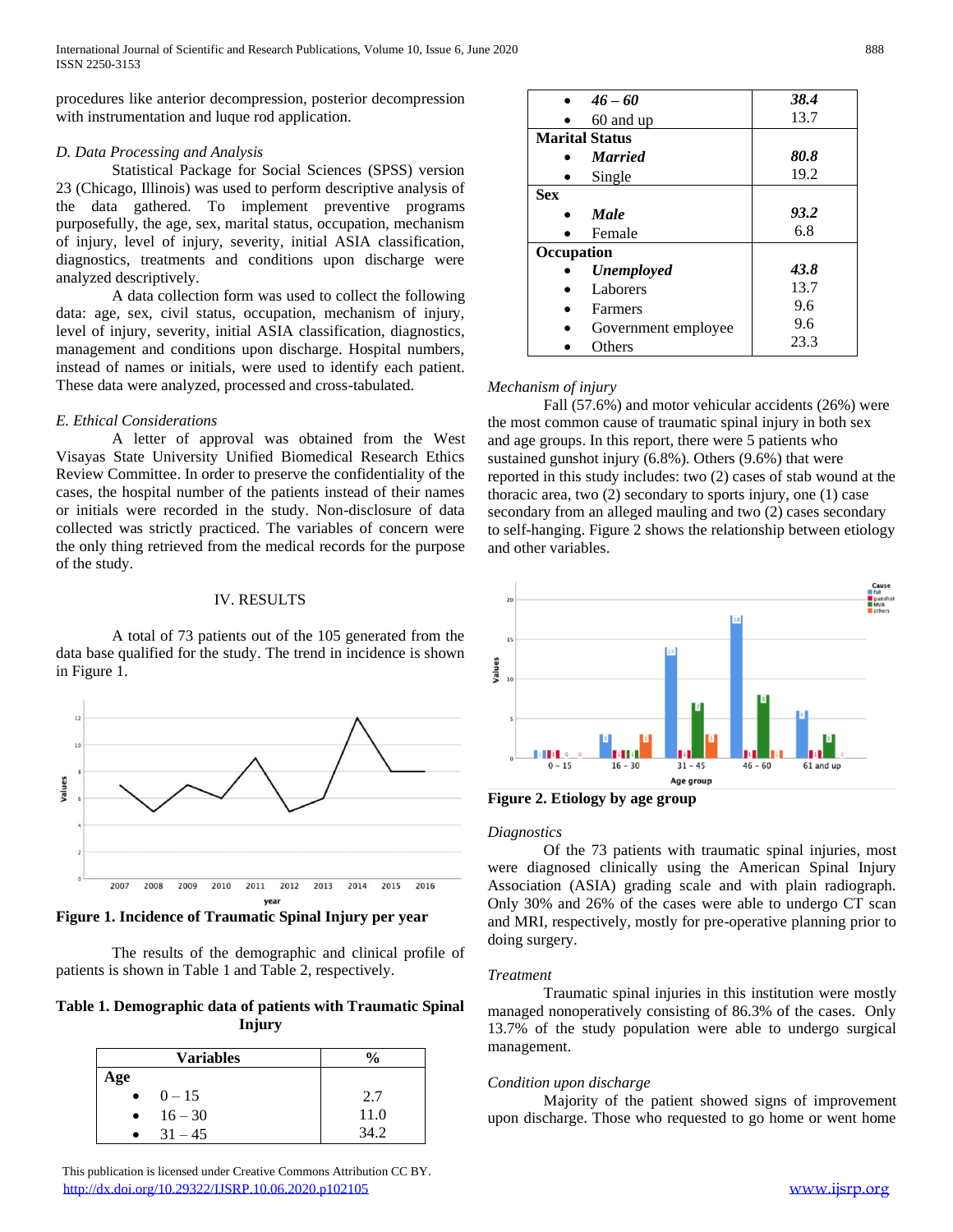procedures like anterior decompression, posterior decompression with instrumentation and luque rod application.

*D. Data Processing and Analysis*

Statistical Package for Social Sciences (SPSS) version 23 (Chicago, Illinois) was used to perform descriptive analysis of the data gathered. To implement preventive programs purposefully, the age, sex, marital status, occupation, mechanism of injury, level of injury, severity, initial ASIA classification, diagnostics, treatments and conditions upon discharge were analyzed descriptively.

A data collection form was used to collect the following data: age, sex, civil status, occupation, mechanism of injury, level of injury, severity, initial ASIA classification, diagnostics, management and conditions upon discharge. Hospital numbers, instead of names or initials, were used to identify each patient. These data were analyzed, processed and cross-tabulated.

*E. Ethical Considerations*

A letter of approval was obtained from the West Visayas State University Unified Biomedical Research Ethics Review Committee. In order to preserve the confidentiality of the cases, the hospital number of the patients instead of their names or initials were recorded in the study. Non-disclosure of data collected was strictly practiced. The variables of concern were the only thing retrieved from the medical records for the purpose of the study.

## IV. RESULTS

A total of 73 patients out of the 105 generated from the data base qualified for the study. The trend in incidence is shown in Figure 1.

**Figure 1. Incidence of Traumatic Spinal Injury per year**

The results of the demographic and clinical profile of patients is shown in Table 1 and Table 2, respectively.

**Table 1. Demographic data of patients with Traumatic Spinal Injury**

| Variables | % |
|---|---|
| **Age** | |
| • 0 – 15 | 2.7 |
| • 16 – 30 | 11.0 |
| • 31 – 45 | 34.2 |
| • ***46 – 60*** | ***38.4*** |
| • 60 and up | 13.7 |
| **Marital Status** | |
| • ***Married*** | ***80.8*** |
| • Single | 19.2 |
| **Sex** | |
| • ***Male*** | ***93.2*** |
| • Female | 6.8 |
| **Occupation** | |
| • ***Unemployed*** | ***43.8*** |
| • Laborers | 13.7 |
| • Farmers | 9.6 |
| • Government employee | 9.6 |
| • Others | 23.3 |

*Mechanism of injury*

Fall (57.6%) and motor vehicular accidents (26%) were the most common cause of traumatic spinal injury in both sex and age groups. In this report, there were 5 patients who sustained gunshot injury (6.8%). Others (9.6%) that were reported in this study includes: two (2) cases of stab wound at the thoracic area, two (2) secondary to sports injury, one (1) case secondary from an alleged mauling and two (2) cases secondary to self-hanging. Figure 2 shows the relationship between etiology and other variables.

**Figure 2. Etiology by age group**

*Diagnostics*

Of the 73 patients with traumatic spinal injuries, most were diagnosed clinically using the American Spinal Injury Association (ASIA) grading scale and with plain radiograph. Only 30% and 26% of the cases were able to undergo CT scan and MRI, respectively, mostly for pre-operative planning prior to doing surgery.

*Treatment*

Traumatic spinal injuries in this institution were mostly managed nonoperatively consisting of 86.3% of the cases. Only 13.7% of the study population were able to undergo surgical management.

*Condition upon discharge*

Majority of the patient showed signs of improvement upon discharge. Those who requested to go home or went home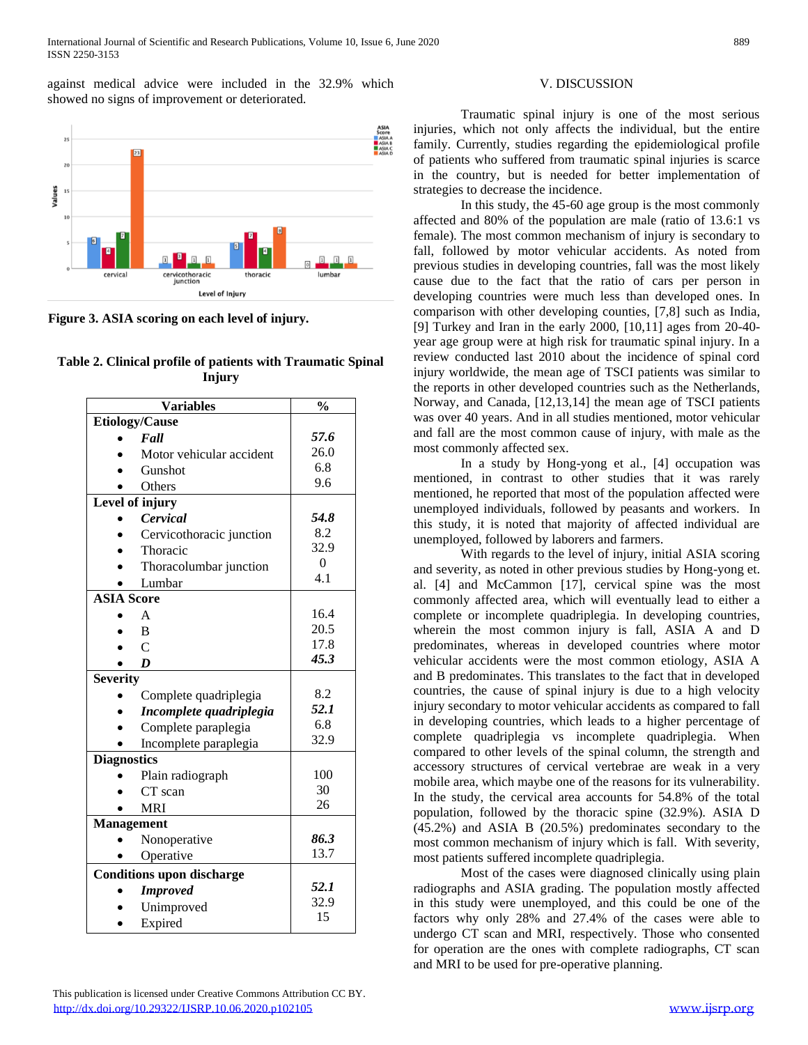against medical advice were included in the 32.9% which showed no signs of improvement or deteriorated.

**Figure 3. ASIA scoring on each level of injury.**

**Table 2. Clinical profile of patients with Traumatic Spinal Injury**

| Variables | % |
|---|---|
| **Etiology/Cause** | |
| • ***Fall*** | ***57.6*** |
| • Motor vehicular accident | 26.0 |
| • Gunshot | 6.8 |
| • Others | 9.6 |
| **Level of injury** | |
| • ***Cervical*** | ***54.8*** |
| • Cervicothoracic junction | 8.2 |
| • Thoracic | 32.9 |
| • Thoracolumbar junction | 0 |
| • Lumbar | 4.1 |
| **ASIA Score** | |
| • A | 16.4 |
| • B | 20.5 |
| • C | 17.8 |
| • ***D*** | ***45.3*** |
| **Severity** | |
| • Complete quadriplegia | 8.2 |
| • ***Incomplete quadriplegia*** | ***52.1*** |
| • Complete paraplegia | 6.8 |
| • Incomplete paraplegia | 32.9 |
| **Diagnostics** | |
| • Plain radiograph | 100 |
| • CT scan | 30 |
| • MRI | 26 |
| **Management** | |
| • Nonoperative | ***86.3*** |
| • Operative | 13.7 |
| **Conditions upon discharge** | |
| • ***Improved*** | ***52.1*** |
| • Unimproved | 32.9 |
| • Expired | 15 |

## V. DISCUSSION

Traumatic spinal injury is one of the most serious injuries, which not only affects the individual, but the entire family. Currently, studies regarding the epidemiological profile of patients who suffered from traumatic spinal injuries is scarce in the country, but is needed for better implementation of strategies to decrease the incidence.

In this study, the 45-60 age group is the most commonly affected and 80% of the population are male (ratio of 13.6:1 vs female). The most common mechanism of injury is secondary to fall, followed by motor vehicular accidents. As noted from previous studies in developing countries, fall was the most likely cause due to the fact that the ratio of cars per person in developing countries were much less than developed ones. In comparison with other developing counties, [7,8] such as India, [9] Turkey and Iran in the early 2000, [10,11] ages from 20-40-year age group were at high risk for traumatic spinal injury. In a review conducted last 2010 about the incidence of spinal cord injury worldwide, the mean age of TSCI patients was similar to the reports in other developed countries such as the Netherlands, Norway, and Canada, [12,13,14] the mean age of TSCI patients was over 40 years. And in all studies mentioned, motor vehicular and fall are the most common cause of injury, with male as the most commonly affected sex.

In a study by Hong-yong et al., [4] occupation was mentioned, in contrast to other studies that it was rarely mentioned, he reported that most of the population affected were unemployed individuals, followed by peasants and workers. In this study, it is noted that majority of affected individual are unemployed, followed by laborers and farmers.

With regards to the level of injury, initial ASIA scoring and severity, as noted in other previous studies by Hong-yong et. al. [4] and McCammon [17], cervical spine was the most commonly affected area, which will eventually lead to either a complete or incomplete quadriplegia. In developing countries, wherein the most common injury is fall, ASIA A and D predominates, whereas in developed countries where motor vehicular accidents were the most common etiology, ASIA A and B predominates. This translates to the fact that in developed countries, the cause of spinal injury is due to a high velocity injury secondary to motor vehicular accidents as compared to fall in developing countries, which leads to a higher percentage of complete quadriplegia vs incomplete quadriplegia. When compared to other levels of the spinal column, the strength and accessory structures of cervical vertebrae are weak in a very mobile area, which maybe one of the reasons for its vulnerability. In the study, the cervical area accounts for 54.8% of the total population, followed by the thoracic spine (32.9%). ASIA D (45.2%) and ASIA B (20.5%) predominates secondary to the most common mechanism of injury which is fall. With severity, most patients suffered incomplete quadriplegia.

Most of the cases were diagnosed clinically using plain radiographs and ASIA grading. The population mostly affected in this study were unemployed, and this could be one of the factors why only 28% and 27.4% of the cases were able to undergo CT scan and MRI, respectively. Those who consented for operation are the ones with complete radiographs, CT scan and MRI to be used for pre-operative planning.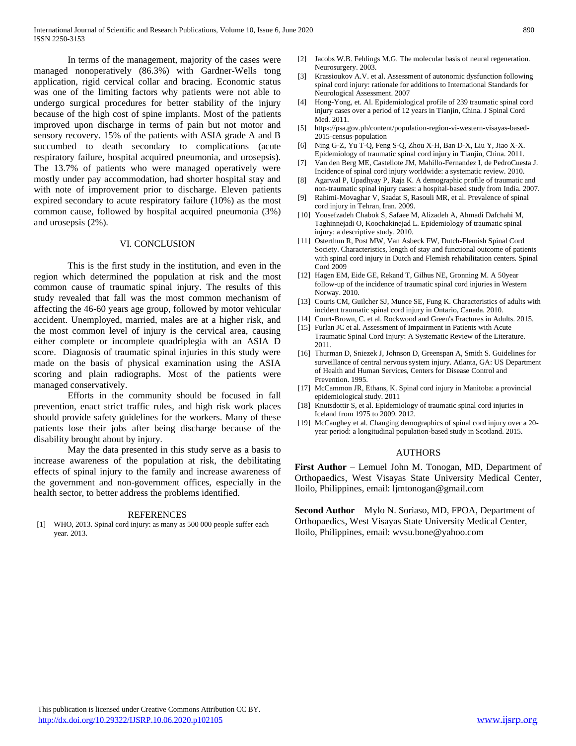In terms of the management, majority of the cases were managed nonoperatively (86.3%) with Gardner-Wells tong application, rigid cervical collar and bracing. Economic status was one of the limiting factors why patients were not able to undergo surgical procedures for better stability of the injury because of the high cost of spine implants. Most of the patients improved upon discharge in terms of pain but not motor and sensory recovery. 15% of the patients with ASIA grade A and B succumbed to death secondary to complications (acute respiratory failure, hospital acquired pneumonia, and urosepsis). The 13.7% of patients who were managed operatively were mostly under pay accommodation, had shorter hospital stay and with note of improvement prior to discharge. Eleven patients expired secondary to acute respiratory failure (10%) as the most common cause, followed by hospital acquired pneumonia (3%) and urosepsis (2%).

## VI. CONCLUSION

This is the first study in the institution, and even in the region which determined the population at risk and the most common cause of traumatic spinal injury. The results of this study revealed that fall was the most common mechanism of affecting the 46-60 years age group, followed by motor vehicular accident. Unemployed, married, males are at a higher risk, and the most common level of injury is the cervical area, causing either complete or incomplete quadriplegia with an ASIA D score. Diagnosis of traumatic spinal injuries in this study were made on the basis of physical examination using the ASIA scoring and plain radiographs. Most of the patients were managed conservatively.

Efforts in the community should be focused in fall prevention, enact strict traffic rules, and high risk work places should provide safety guidelines for the workers. Many of these patients lose their jobs after being discharge because of the disability brought about by injury.

May the data presented in this study serve as a basis to increase awareness of the population at risk, the debilitating effects of spinal injury to the family and increase awareness of the government and non-government offices, especially in the health sector, to better address the problems identified.

## REFERENCES

[1] WHO, 2013. Spinal cord injury: as many as 500 000 people suffer each year. 2013.

[2] Jacobs W.B. Fehlings M.G. The molecular basis of neural regeneration. Neurosurgery. 2003.

[3] Krassioukov A.V. et al. Assessment of autonomic dysfunction following spinal cord injury: rationale for additions to International Standards for Neurological Assessment. 2007

[4] Hong-Yong, et. Al. Epidemiological profile of 239 traumatic spinal cord injury cases over a period of 12 years in Tianjin, China. J Spinal Cord Med. 2011.

[5] https://psa.gov.ph/content/population-region-vi-western-visayas-based-2015-census-population

[6] Ning G-Z, Yu T-Q, Feng S-Q, Zhou X-H, Ban D-X, Liu Y, Jiao X-X. Epidemiology of traumatic spinal cord injury in Tianjin, China. 2011.

[7] Van den Berg ME, Castellote JM, Mahillo-Fernandez I, de PedroCuesta J. Incidence of spinal cord injury worldwide: a systematic review. 2010.

[8] Agarwal P, Upadhyay P, Raja K. A demographic profile of traumatic and non-traumatic spinal injury cases: a hospital-based study from India. 2007.

[9] Rahimi-Movaghar V, Saadat S, Rasouli MR, et al. Prevalence of spinal cord injury in Tehran, Iran. 2009.

[10] Yousefzadeh Chabok S, Safaee M, Alizadeh A, Ahmadi Dafchahi M, Taghinnejadi O, Koochakinejad L. Epidemiology of traumatic spinal injury: a descriptive study. 2010.

[11] Osterthun R, Post MW, Van Asbeck FW, Dutch-Flemish Spinal Cord Society. Characteristics, length of stay and functional outcome of patients with spinal cord injury in Dutch and Flemish rehabilitation centers. Spinal Cord 2009

[12] Hagen EM, Eide GE, Rekand T, Gilhus NE, Gronning M. A 50year follow-up of the incidence of traumatic spinal cord injuries in Western Norway. 2010.

[13] Couris CM, Guilcher SJ, Munce SE, Fung K. Characteristics of adults with incident traumatic spinal cord injury in Ontario, Canada. 2010.

[14] Court-Brown, C. et al. Rockwood and Green's Fractures in Adults. 2015.

[15] Furlan JC et al. Assessment of Impairment in Patients with Acute Traumatic Spinal Cord Injury: A Systematic Review of the Literature. 2011.

[16] Thurman D, Sniezek J, Johnson D, Greenspan A, Smith S. Guidelines for surveillance of central nervous system injury. Atlanta, GA: US Department of Health and Human Services, Centers for Disease Control and Prevention. 1995.

[17] McCammon JR, Ethans, K. Spinal cord injury in Manitoba: a provincial epidemiological study. 2011

[18] Knutsdottir S, et al. Epidemiology of traumatic spinal cord injuries in Iceland from 1975 to 2009. 2012.

[19] McCaughey et al. Changing demographics of spinal cord injury over a 20-year period: a longitudinal population-based study in Scotland. 2015.

## AUTHORS

**First Author** – Lemuel John M. Tonogan, MD, Department of Orthopaedics, West Visayas State University Medical Center, Iloilo, Philippines, email: ljmtonogan@gmail.com

**Second Author** – Mylo N. Soriaso, MD, FPOA, Department of Orthopaedics, West Visayas State University Medical Center, Iloilo, Philippines, email: wvsu.bone@yahoo.com